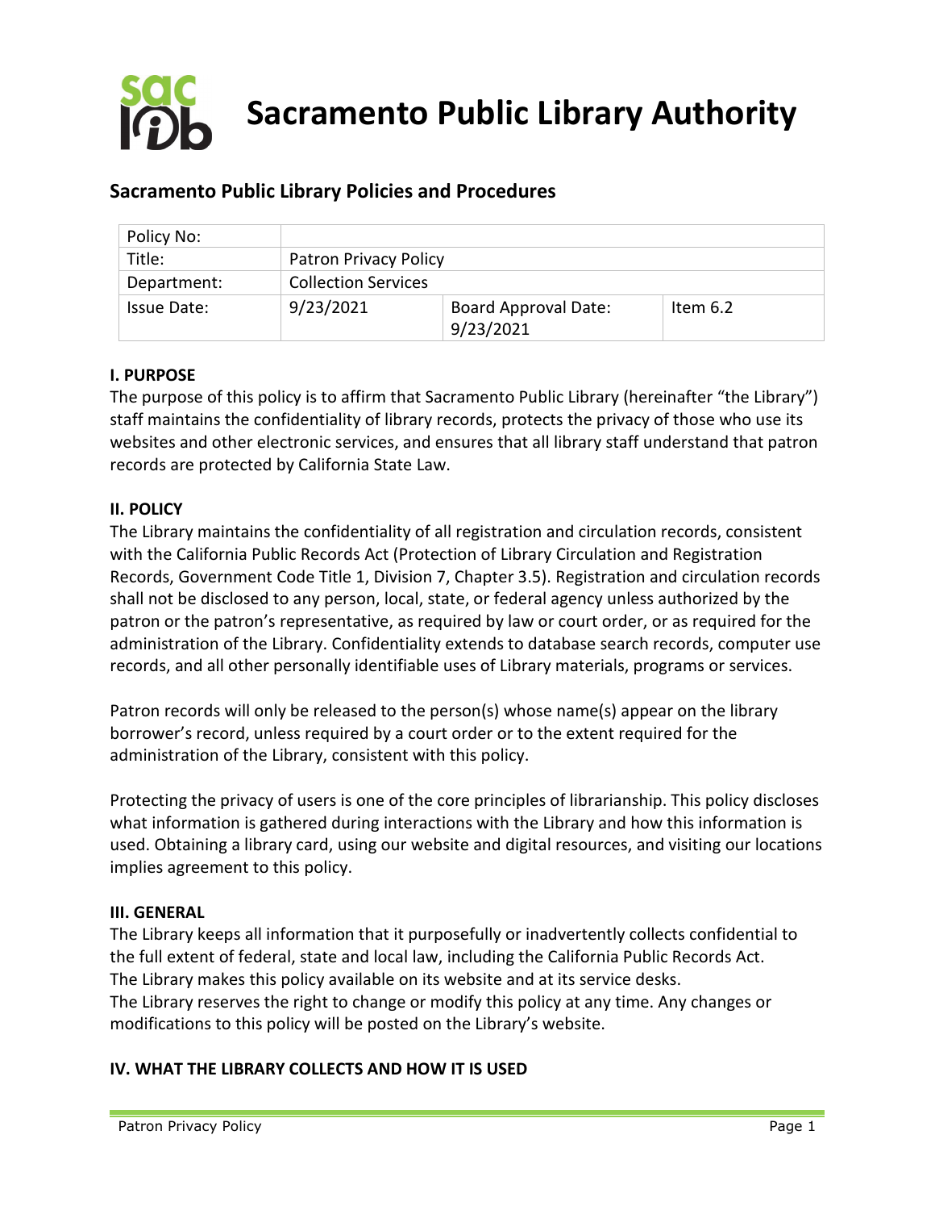# Sacramento Public Library Authority

## Sacramento Public Library Policies and Procedures

| Policy No: | | | |
|---|---|---|---|
| Title: | Patron Privacy Policy | | |
| Department: | Collection Services | | |
| Issue Date: | 9/23/2021 | Board Approval Date: 9/23/2021 | Item 6.2 |

### I. PURPOSE

The purpose of this policy is to affirm that Sacramento Public Library (hereinafter "the Library") staff maintains the confidentiality of library records, protects the privacy of those who use its websites and other electronic services, and ensures that all library staff understand that patron records are protected by California State Law.

### II. POLICY

The Library maintains the confidentiality of all registration and circulation records, consistent with the California Public Records Act (Protection of Library Circulation and Registration Records, Government Code Title 1, Division 7, Chapter 3.5). Registration and circulation records shall not be disclosed to any person, local, state, or federal agency unless authorized by the patron or the patron's representative, as required by law or court order, or as required for the administration of the Library. Confidentiality extends to database search records, computer use records, and all other personally identifiable uses of Library materials, programs or services.

Patron records will only be released to the person(s) whose name(s) appear on the library borrower's record, unless required by a court order or to the extent required for the administration of the Library, consistent with this policy.

Protecting the privacy of users is one of the core principles of librarianship. This policy discloses what information is gathered during interactions with the Library and how this information is used. Obtaining a library card, using our website and digital resources, and visiting our locations implies agreement to this policy.

### III. GENERAL

The Library keeps all information that it purposefully or inadvertently collects confidential to the full extent of federal, state and local law, including the California Public Records Act. The Library makes this policy available on its website and at its service desks. The Library reserves the right to change or modify this policy at any time. Any changes or modifications to this policy will be posted on the Library's website.

### IV. WHAT THE LIBRARY COLLECTS AND HOW IT IS USED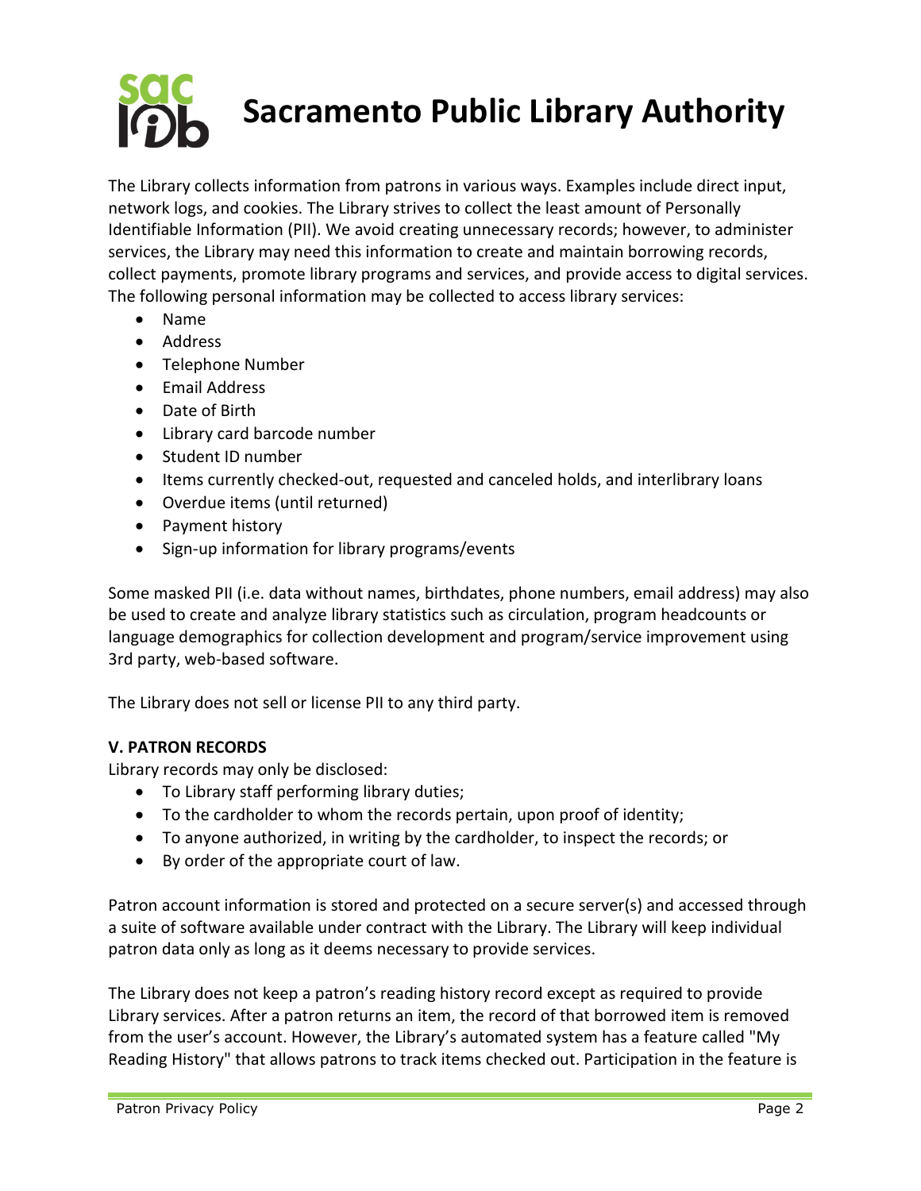The Library collects information from patrons in various ways. Examples include direct input, network logs, and cookies. The Library strives to collect the least amount of Personally Identifiable Information (PII). We avoid creating unnecessary records; however, to administer services, the Library may need this information to create and maintain borrowing records, collect payments, promote library programs and services, and provide access to digital services. The following personal information may be collected to access library services:

- Name
- Address
- Telephone Number
- Email Address
- Date of Birth
- Library card barcode number
- Student ID number
- Items currently checked-out, requested and canceled holds, and interlibrary loans
- Overdue items (until returned)
- Payment history
- Sign-up information for library programs/events

Some masked PII (i.e. data without names, birthdates, phone numbers, email address) may also be used to create and analyze library statistics such as circulation, program headcounts or language demographics for collection development and program/service improvement using 3rd party, web-based software.

The Library does not sell or license PII to any third party.

### V. PATRON RECORDS

Library records may only be disclosed:

- To Library staff performing library duties;
- To the cardholder to whom the records pertain, upon proof of identity;
- To anyone authorized, in writing by the cardholder, to inspect the records; or
- By order of the appropriate court of law.

Patron account information is stored and protected on a secure server(s) and accessed through a suite of software available under contract with the Library. The Library will keep individual patron data only as long as it deems necessary to provide services.

The Library does not keep a patron's reading history record except as required to provide Library services. After a patron returns an item, the record of that borrowed item is removed from the user's account. However, the Library's automated system has a feature called "My Reading History" that allows patrons to track items checked out. Participation in the feature is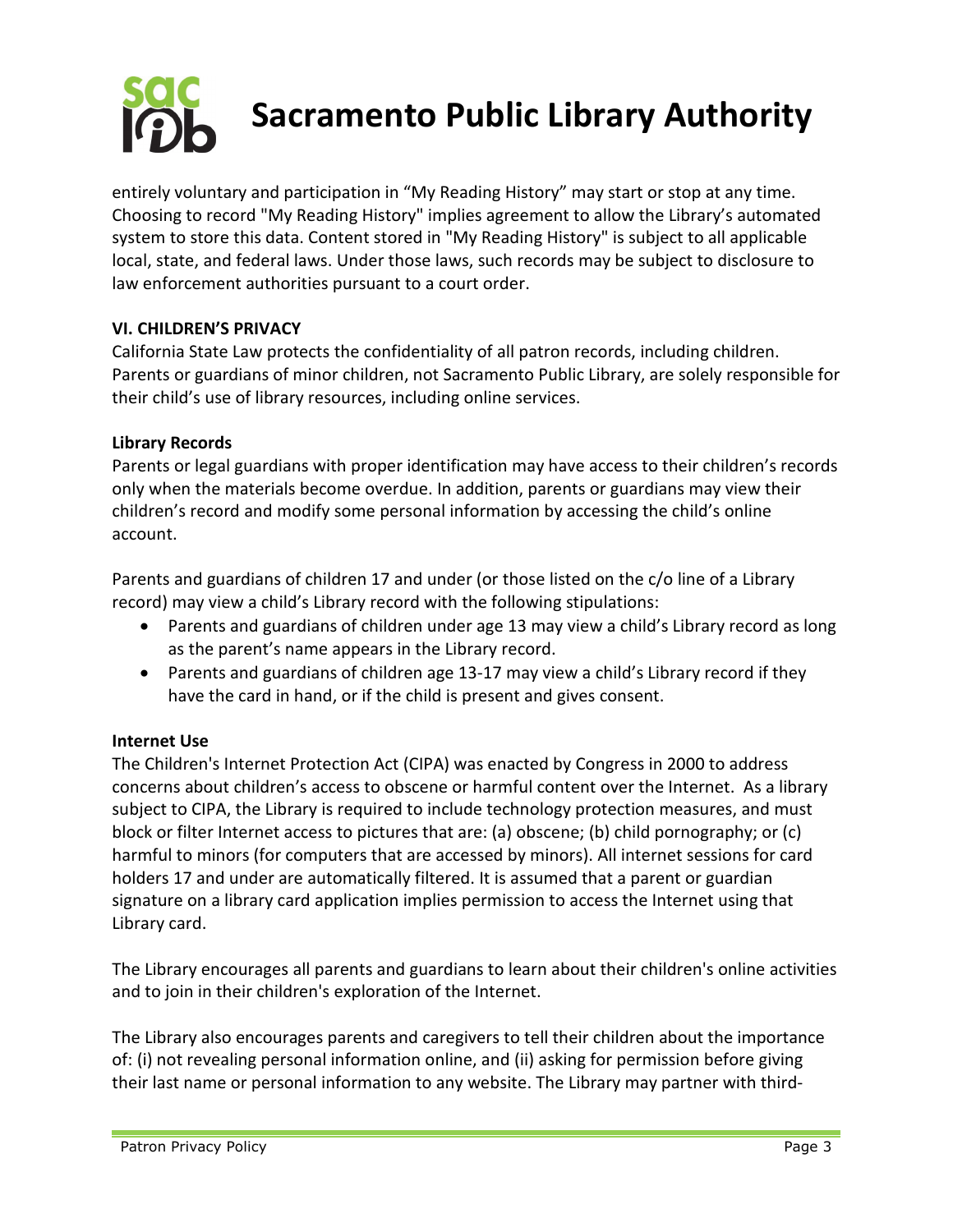entirely voluntary and participation in "My Reading History" may start or stop at any time. Choosing to record "My Reading History" implies agreement to allow the Library's automated system to store this data. Content stored in "My Reading History" is subject to all applicable local, state, and federal laws. Under those laws, such records may be subject to disclosure to law enforcement authorities pursuant to a court order.

## VI. CHILDREN'S PRIVACY

California State Law protects the confidentiality of all patron records, including children. Parents or guardians of minor children, not Sacramento Public Library, are solely responsible for their child's use of library resources, including online services.

### Library Records

Parents or legal guardians with proper identification may have access to their children's records only when the materials become overdue. In addition, parents or guardians may view their children's record and modify some personal information by accessing the child's online account.

Parents and guardians of children 17 and under (or those listed on the c/o line of a Library record) may view a child's Library record with the following stipulations:

- Parents and guardians of children under age 13 may view a child's Library record as long as the parent's name appears in the Library record.
- Parents and guardians of children age 13-17 may view a child's Library record if they have the card in hand, or if the child is present and gives consent.

### Internet Use

The Children's Internet Protection Act (CIPA) was enacted by Congress in 2000 to address concerns about children's access to obscene or harmful content over the Internet. As a library subject to CIPA, the Library is required to include technology protection measures, and must block or filter Internet access to pictures that are: (a) obscene; (b) child pornography; or (c) harmful to minors (for computers that are accessed by minors). All internet sessions for card holders 17 and under are automatically filtered. It is assumed that a parent or guardian signature on a library card application implies permission to access the Internet using that Library card.

The Library encourages all parents and guardians to learn about their children's online activities and to join in their children's exploration of the Internet.

The Library also encourages parents and caregivers to tell their children about the importance of: (i) not revealing personal information online, and (ii) asking for permission before giving their last name or personal information to any website. The Library may partner with third-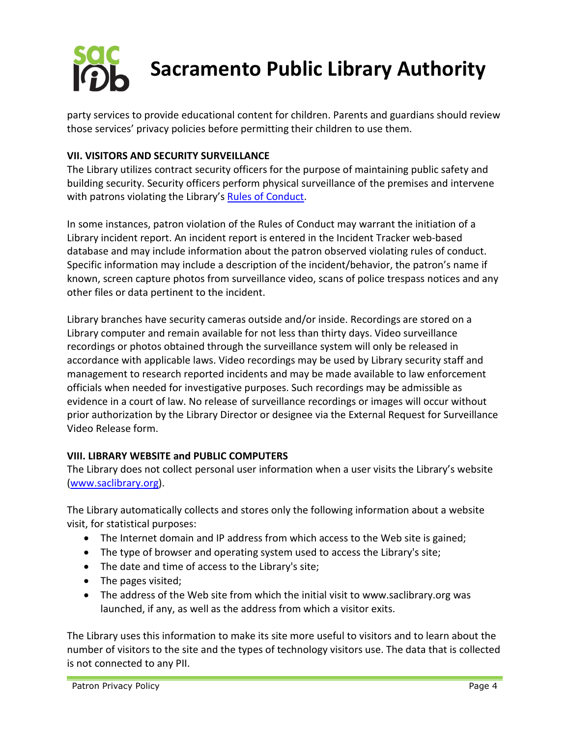party services to provide educational content for children. Parents and guardians should review those services' privacy policies before permitting their children to use them.

**VII. VISITORS AND SECURITY SURVEILLANCE**

The Library utilizes contract security officers for the purpose of maintaining public safety and building security. Security officers perform physical surveillance of the premises and intervene with patrons violating the Library's Rules of Conduct.

In some instances, patron violation of the Rules of Conduct may warrant the initiation of a Library incident report. An incident report is entered in the Incident Tracker web-based database and may include information about the patron observed violating rules of conduct. Specific information may include a description of the incident/behavior, the patron's name if known, screen capture photos from surveillance video, scans of police trespass notices and any other files or data pertinent to the incident.

Library branches have security cameras outside and/or inside. Recordings are stored on a Library computer and remain available for not less than thirty days. Video surveillance recordings or photos obtained through the surveillance system will only be released in accordance with applicable laws. Video recordings may be used by Library security staff and management to research reported incidents and may be made available to law enforcement officials when needed for investigative purposes. Such recordings may be admissible as evidence in a court of law. No release of surveillance recordings or images will occur without prior authorization by the Library Director or designee via the External Request for Surveillance Video Release form.

**VIII. LIBRARY WEBSITE and PUBLIC COMPUTERS**

The Library does not collect personal user information when a user visits the Library's website (www.saclibrary.org).

The Library automatically collects and stores only the following information about a website visit, for statistical purposes:

- The Internet domain and IP address from which access to the Web site is gained;
- The type of browser and operating system used to access the Library's site;
- The date and time of access to the Library's site;
- The pages visited;
- The address of the Web site from which the initial visit to www.saclibrary.org was launched, if any, as well as the address from which a visitor exits.

The Library uses this information to make its site more useful to visitors and to learn about the number of visitors to the site and the types of technology visitors use. The data that is collected is not connected to any PII.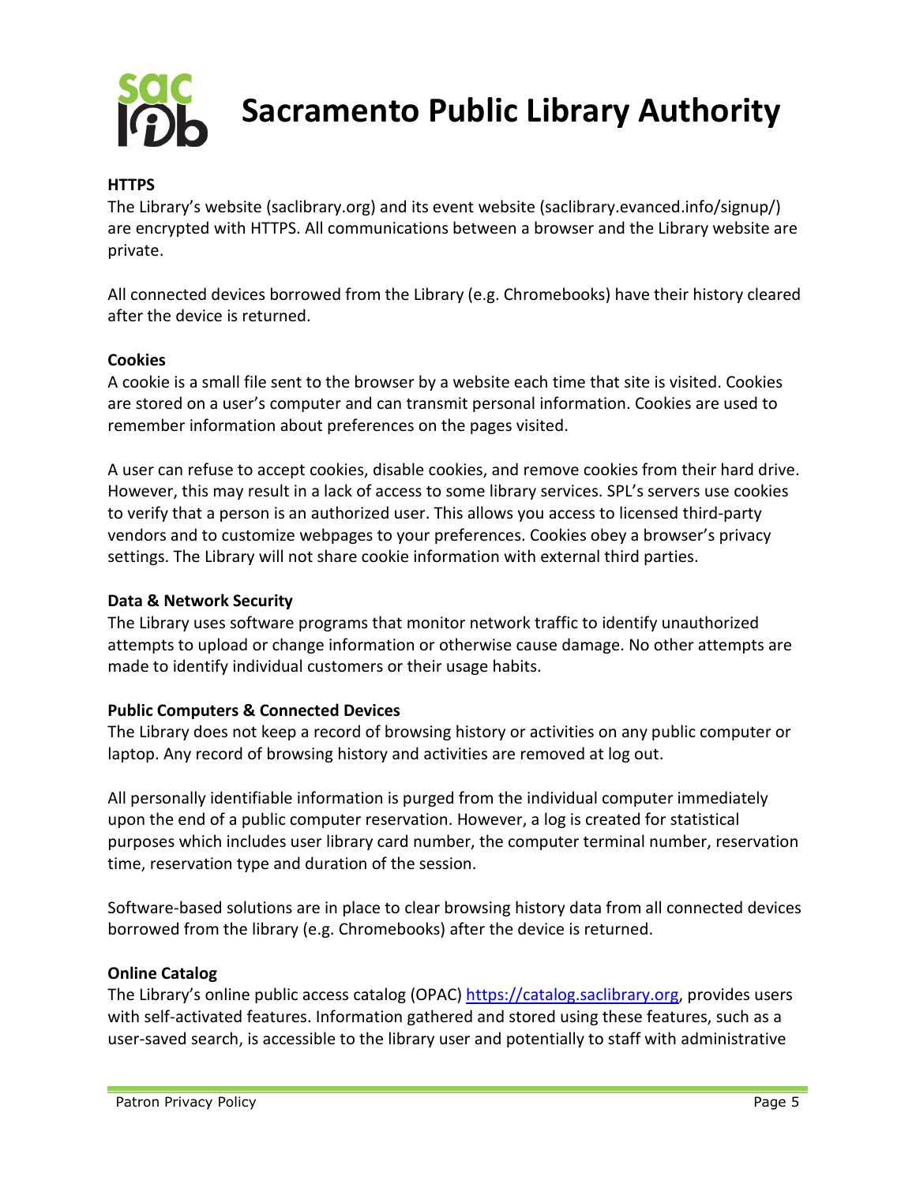**HTTPS**

The Library's website (saclibrary.org) and its event website (saclibrary.evanced.info/signup/) are encrypted with HTTPS. All communications between a browser and the Library website are private.

All connected devices borrowed from the Library (e.g. Chromebooks) have their history cleared after the device is returned.

**Cookies**

A cookie is a small file sent to the browser by a website each time that site is visited. Cookies are stored on a user's computer and can transmit personal information. Cookies are used to remember information about preferences on the pages visited.

A user can refuse to accept cookies, disable cookies, and remove cookies from their hard drive. However, this may result in a lack of access to some library services. SPL's servers use cookies to verify that a person is an authorized user. This allows you access to licensed third-party vendors and to customize webpages to your preferences. Cookies obey a browser's privacy settings. The Library will not share cookie information with external third parties.

**Data & Network Security**

The Library uses software programs that monitor network traffic to identify unauthorized attempts to upload or change information or otherwise cause damage. No other attempts are made to identify individual customers or their usage habits.

**Public Computers & Connected Devices**

The Library does not keep a record of browsing history or activities on any public computer or laptop. Any record of browsing history and activities are removed at log out.

All personally identifiable information is purged from the individual computer immediately upon the end of a public computer reservation. However, a log is created for statistical purposes which includes user library card number, the computer terminal number, reservation time, reservation type and duration of the session.

Software-based solutions are in place to clear browsing history data from all connected devices borrowed from the library (e.g. Chromebooks) after the device is returned.

**Online Catalog**

The Library's online public access catalog (OPAC) [https://catalog.saclibrary.org](https://catalog.saclibrary.org), provides users with self-activated features. Information gathered and stored using these features, such as a user-saved search, is accessible to the library user and potentially to staff with administrative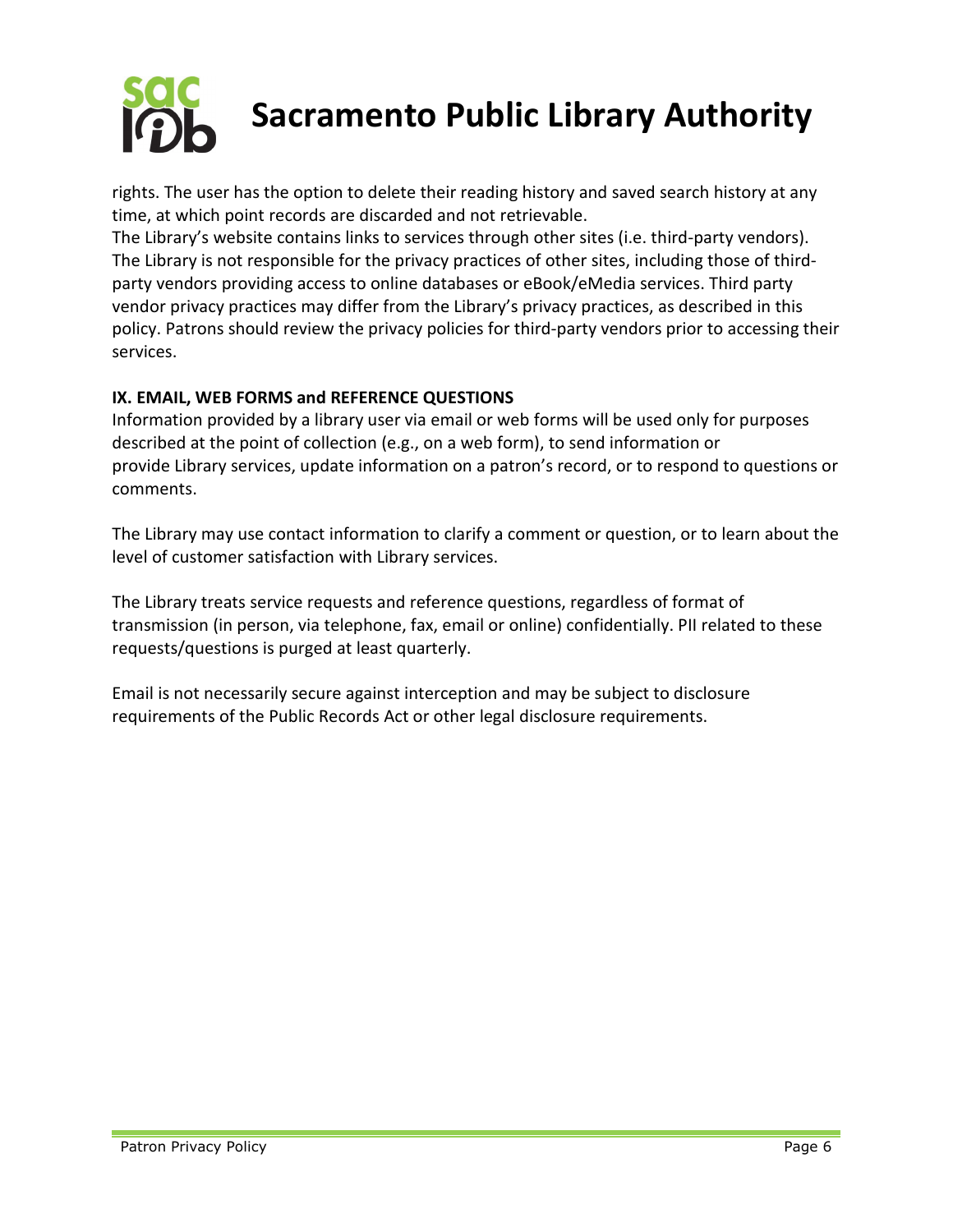rights. The user has the option to delete their reading history and saved search history at any time, at which point records are discarded and not retrievable.
The Library's website contains links to services through other sites (i.e. third-party vendors). The Library is not responsible for the privacy practices of other sites, including those of third-party vendors providing access to online databases or eBook/eMedia services. Third party vendor privacy practices may differ from the Library's privacy practices, as described in this policy. Patrons should review the privacy policies for third-party vendors prior to accessing their services.

**IX. EMAIL, WEB FORMS and REFERENCE QUESTIONS**

Information provided by a library user via email or web forms will be used only for purposes described at the point of collection (e.g., on a web form), to send information or provide Library services, update information on a patron's record, or to respond to questions or comments.

The Library may use contact information to clarify a comment or question, or to learn about the level of customer satisfaction with Library services.

The Library treats service requests and reference questions, regardless of format of transmission (in person, via telephone, fax, email or online) confidentially. PII related to these requests/questions is purged at least quarterly.

Email is not necessarily secure against interception and may be subject to disclosure requirements of the Public Records Act or other legal disclosure requirements.